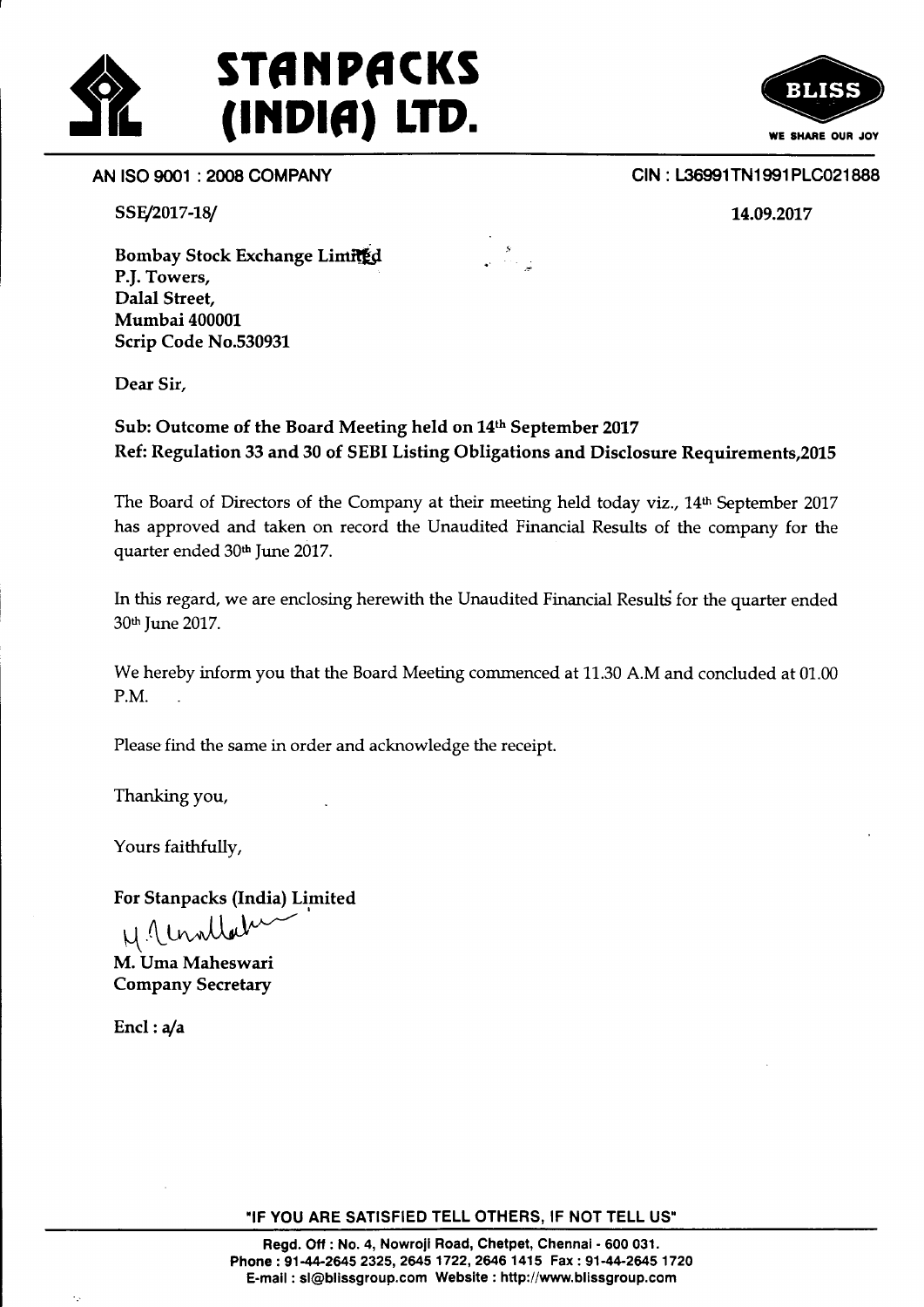# STANPACKS (INDIA) LTD.

BLISS
WE SHARE OUR JOY

AN ISO 9001 : 2008 COMPANY

CIN : L36991TN1991PLC021888

SSE/2017-18/

14.09.2017

**Bombay Stock Exchange Limited**
**P.J. Towers,**
**Dalal Street,**
**Mumbai 400001**
**Scrip Code No.530931**

Dear Sir,

**Sub: Outcome of the Board Meeting held on 14th September 2017**
**Ref: Regulation 33 and 30 of SEBI Listing Obligations and Disclosure Requirements,2015**

The Board of Directors of the Company at their meeting held today viz., 14th September 2017 has approved and taken on record the Unaudited Financial Results of the company for the quarter ended 30th June 2017.

In this regard, we are enclosing herewith the Unaudited Financial Results for the quarter ended 30th June 2017.

We hereby inform you that the Board Meeting commenced at 11.30 A.M and concluded at 01.00 P.M.

Please find the same in order and acknowledge the receipt.

Thanking you,

Yours faithfully,

**For Stanpacks (India) Limited**

**M. Uma Maheswari**
**Company Secretary**

**Encl : a/a**

"IF YOU ARE SATISFIED TELL OTHERS, IF NOT TELL US"

Regd. Off : No. 4, Nowroji Road, Chetpet, Chennai - 600 031.
Phone : 91-44-2645 2325, 2645 1722, 2646 1415 Fax : 91-44-2645 1720
E-mail : sl@blissgroup.com Website : http://www.blissgroup.com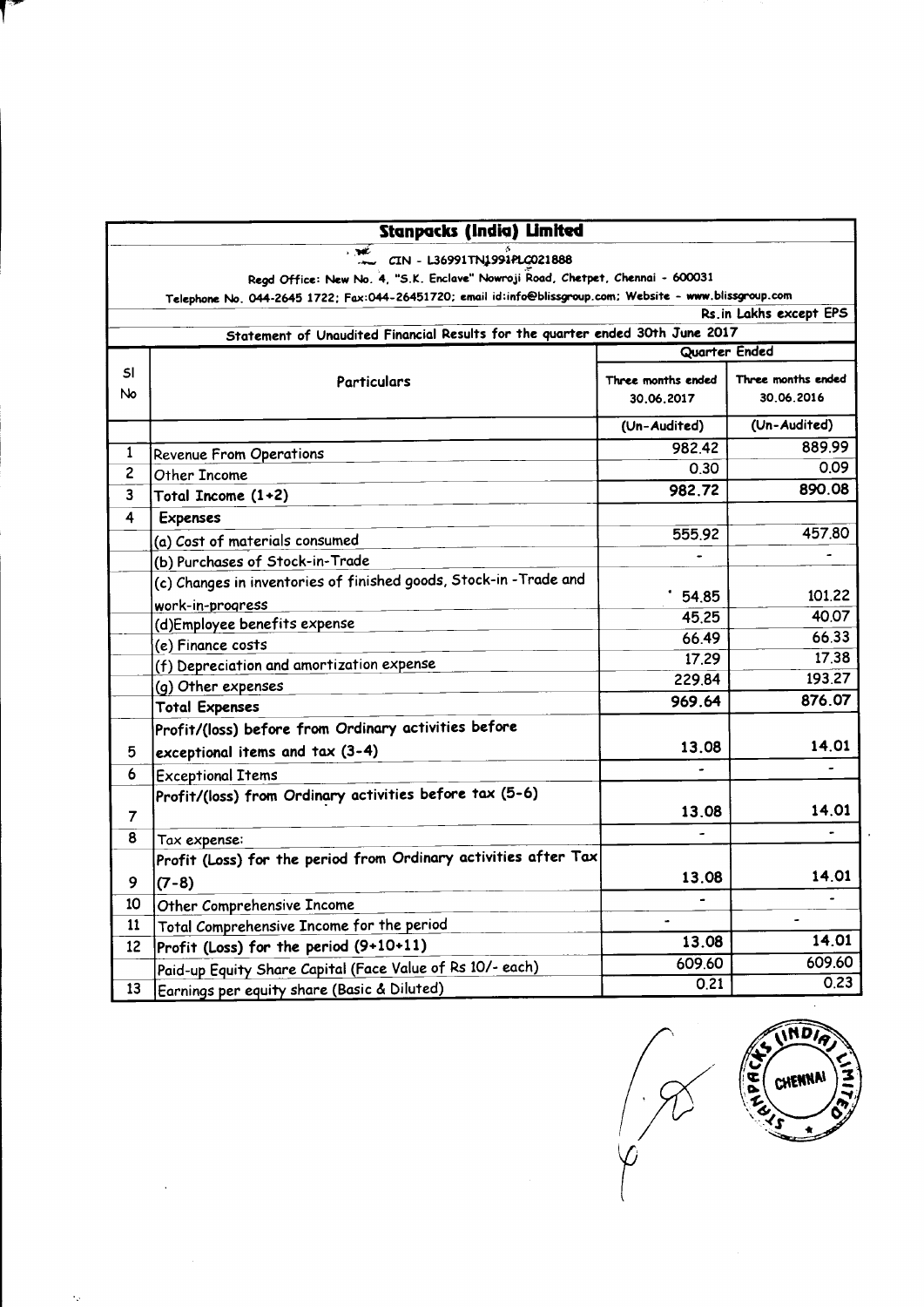# Stanpacks (India) Limited

CIN - L36991TN1991PLC021888

Regd Office: New No. 4, "S.K. Enclave" Nowroji Road, Chetpet, Chennai - 600031

Telephone No. 044-2645 1722; Fax:044-26451720; email id:info@blissgroup.com; Website - www.blissgroup.com

Rs.in Lakhs except EPS

## Statement of Unaudited Financial Results for the quarter ended 30th June 2017

| Sl No | Particulars | Quarter Ended | |
|---|---|---|---|
| | | Three months ended 30.06.2017 | Three months ended 30.06.2016 |
| | | (Un-Audited) | (Un-Audited) |
| 1 | Revenue From Operations | 982.42 | 889.99 |
| 2 | Other Income | 0.30 | 0.09 |
| 3 | Total Income (1+2) | 982.72 | 890.08 |
| 4 | Expenses | | |
| | (a) Cost of materials consumed | 555.92 | 457.80 |
| | (b) Purchases of Stock-in-Trade | - | - |
| | (c) Changes in inventories of finished goods, Stock-in -Trade and work-in-progress | 54.85 | 101.22 |
| | (d)Employee benefits expense | 45.25 | 40.07 |
| | (e) Finance costs | 66.49 | 66.33 |
| | (f) Depreciation and amortization expense | 17.29 | 17.38 |
| | (g) Other expenses | 229.84 | 193.27 |
| | Total Expenses | 969.64 | 876.07 |
| 5 | Profit/(loss) before from Ordinary activities before exceptional items and tax (3-4) | 13.08 | 14.01 |
| 6 | Exceptional Items | - | - |
| 7 | Profit/(loss) from Ordinary activities before tax (5-6) | 13.08 | 14.01 |
| 8 | Tax expense: | - | - |
| 9 | Profit (Loss) for the period from Ordinary activities after Tax (7-8) | 13.08 | 14.01 |
| 10 | Other Comprehensive Income | - | - |
| 11 | Total Comprehensive Income for the period | - | - |
| 12 | Profit (Loss) for the period (9+10+11) | 13.08 | 14.01 |
| | Paid-up Equity Share Capital (Face Value of Rs 10/- each) | 609.60 | 609.60 |
| 13 | Earnings per equity share (Basic & Diluted) | 0.21 | 0.23 |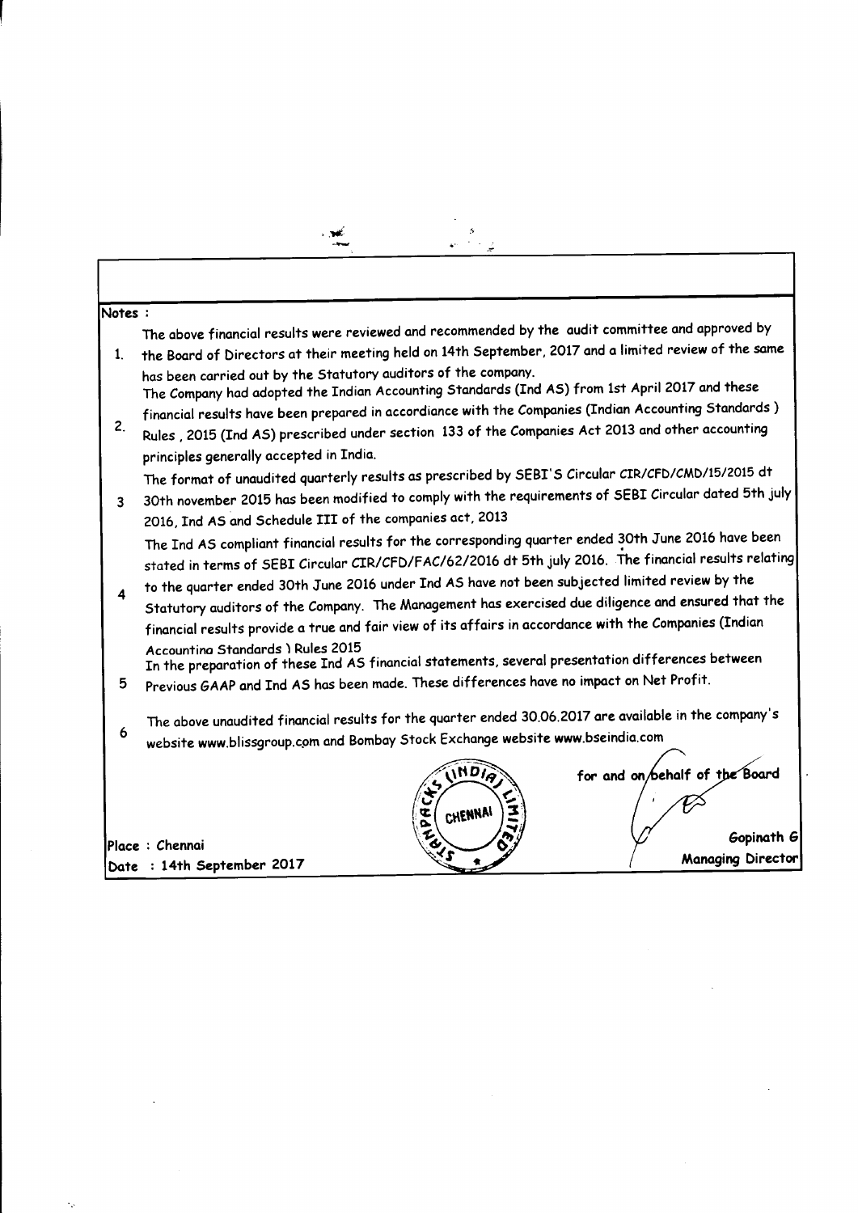**Notes :**

1. The above financial results were reviewed and recommended by the audit committee and approved by the Board of Directors at their meeting held on 14th September, 2017 and a limited review of the same has been carried out by the Statutory auditors of the company.
2. The Company had adopted the Indian Accounting Standards (Ind AS) from 1st April 2017 and these financial results have been prepared in accordance with the Companies (Indian Accounting Standards ) Rules , 2015 (Ind AS) prescribed under section 133 of the Companies Act 2013 and other accounting principles generally accepted in India.
3. The format of unaudited quarterly results as prescribed by SEBI'S Circular CIR/CFD/CMD/15/2015 dt 30th november 2015 has been modified to comply with the requirements of SEBI Circular dated 5th july 2016, Ind AS and Schedule III of the companies act, 2013
4. The Ind AS compliant financial results for the corresponding quarter ended 30th June 2016 have been stated in terms of SEBI Circular CIR/CFD/FAC/62/2016 dt 5th july 2016. The financial results relating to the quarter ended 30th June 2016 under Ind AS have not been subjected limited review by the Statutory auditors of the Company. The Management has exercised due diligence and ensured that the financial results provide a true and fair view of its affairs in accordance with the Companies (Indian Accounting Standards ) Rules 2015
5. In the preparation of these Ind AS financial statements, several presentation differences between Previous GAAP and Ind AS has been made. These differences have no impact on Net Profit.
6. The above unaudited financial results for the quarter ended 30.06.2017 are available in the company's website www.blissgroup.com and Bombay Stock Exchange website www.bseindia.com

for and on behalf of the Board

Gopinath G
Managing Director

Place : Chennai
Date : 14th September 2017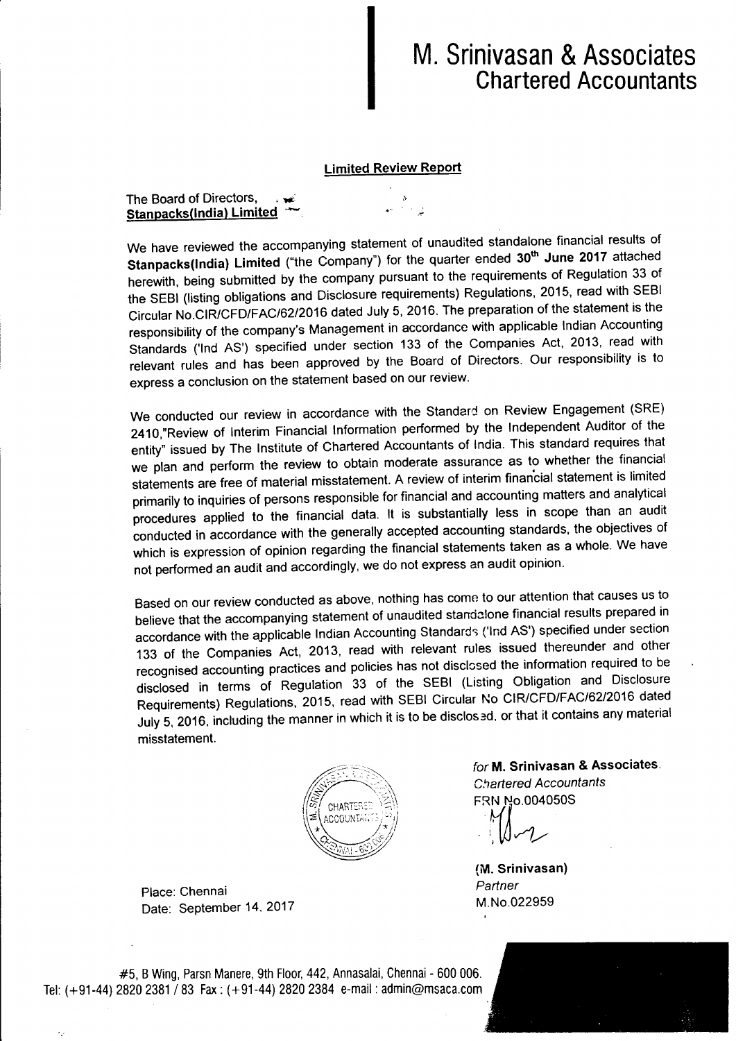# M. Srinivasan & Associates
## Chartered Accountants

**Limited Review Report**

The Board of Directors,
**Stanpacks(India) Limited**

We have reviewed the accompanying statement of unaudited standalone financial results of **Stanpacks(India) Limited** ("the Company") for the quarter ended **30th June 2017** attached herewith, being submitted by the company pursuant to the requirements of Regulation 33 of the SEBI (listing obligations and Disclosure requirements) Regulations, 2015, read with SEBI Circular No.CIR/CFD/FAC/62/2016 dated July 5, 2016. The preparation of the statement is the responsibility of the company's Management in accordance with applicable Indian Accounting Standards ('Ind AS') specified under section 133 of the Companies Act, 2013, read with relevant rules and has been approved by the Board of Directors. Our responsibility is to express a conclusion on the statement based on our review.

We conducted our review in accordance with the Standard on Review Engagement (SRE) 2410,"Review of Interim Financial Information performed by the Independent Auditor of the entity" issued by The Institute of Chartered Accountants of India. This standard requires that we plan and perform the review to obtain moderate assurance as to whether the financial statements are free of material misstatement. A review of interim financial statement is limited primarily to inquiries of persons responsible for financial and accounting matters and analytical procedures applied to the financial data. It is substantially less in scope than an audit conducted in accordance with the generally accepted accounting standards, the objectives of which is expression of opinion regarding the financial statements taken as a whole. We have not performed an audit and accordingly, we do not express an audit opinion.

Based on our review conducted as above, nothing has come to our attention that causes us to believe that the accompanying statement of unaudited standalone financial results prepared in accordance with the applicable Indian Accounting Standards ('Ind AS') specified under section 133 of the Companies Act, 2013, read with relevant rules issued thereunder and other recognised accounting practices and policies has not disclosed the information required to be disclosed in terms of Regulation 33 of the SEBI (Listing Obligation and Disclosure Requirements) Regulations, 2015, read with SEBI Circular No CIR/CFD/FAC/62/2016 dated July 5, 2016, including the manner in which it is to be disclosed, or that it contains any material misstatement.

*for* **M. Srinivasan & Associates.**
*Chartered Accountants*
FRN No.004050S

**(M. Srinivasan)**
*Partner*
M.No.022959

Place: Chennai
Date: September 14, 2017

#5, B Wing, Parsn Manere, 9th Floor, 442, Annasalai, Chennai - 600 006.
Tel: (+91-44) 2820 2381 / 83 Fax : (+91-44) 2820 2384 e-mail : admin@msaca.com